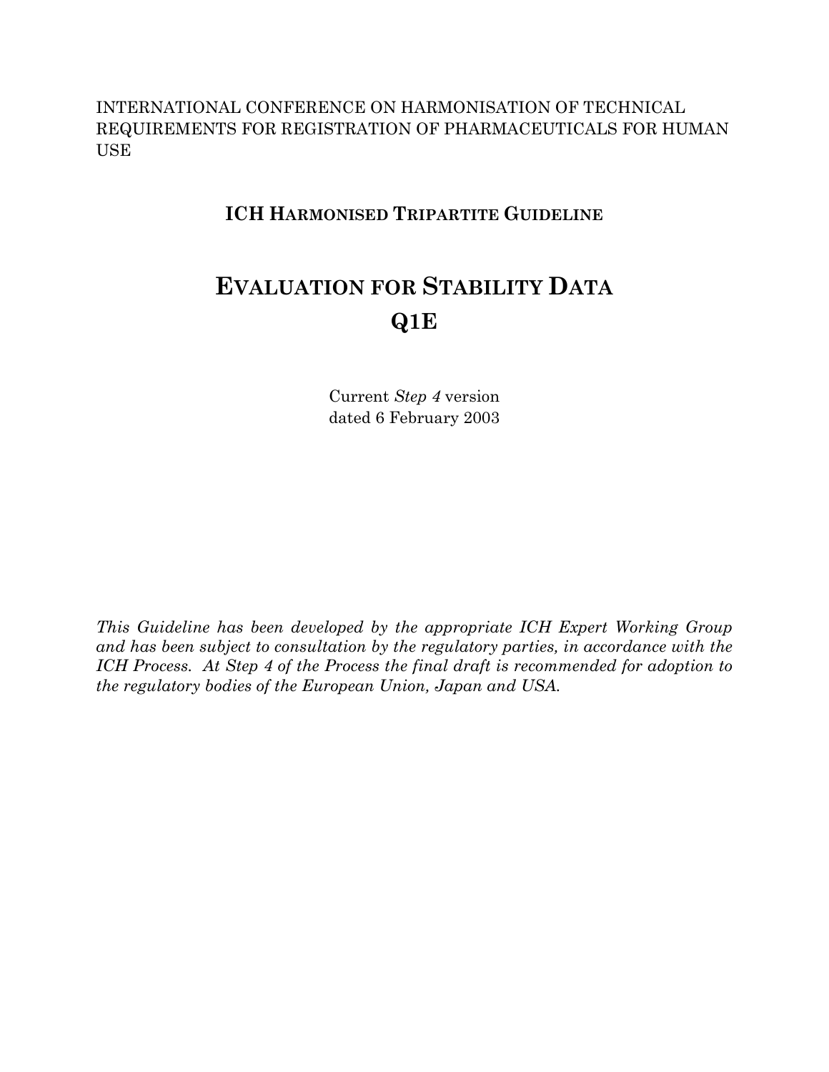INTERNATIONAL CONFERENCE ON HARMONISATION OF TECHNICAL REQUIREMENTS FOR REGISTRATION OF PHARMACEUTICALS FOR HUMAN USE

**ICH HARMONISED TRIPARTITE GUIDELINE**

# EVALUATION FOR STABILITY DATA
# Q1E

Current *Step 4* version
dated 6 February 2003

*This Guideline has been developed by the appropriate ICH Expert Working Group and has been subject to consultation by the regulatory parties, in accordance with the ICH Process. At Step 4 of the Process the final draft is recommended for adoption to the regulatory bodies of the European Union, Japan and USA.*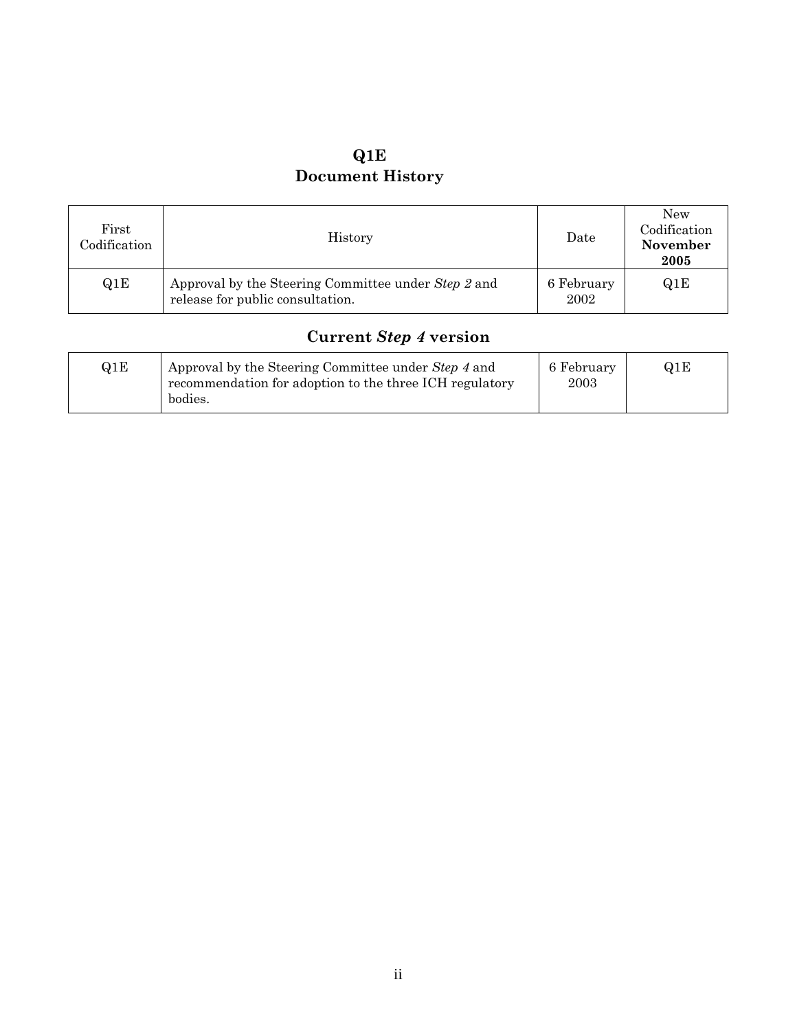# Q1E
# Document History

| First Codification | History | Date | New Codification **November 2005** |
|---|---|---|---|
| Q1E | Approval by the Steering Committee under *Step 2* and release for public consultation. | 6 February 2002 | Q1E |

## Current *Step 4* version

| | | | |
|---|---|---|---|
| Q1E | Approval by the Steering Committee under *Step 4* and recommendation for adoption to the three ICH regulatory bodies. | 6 February 2003 | Q1E |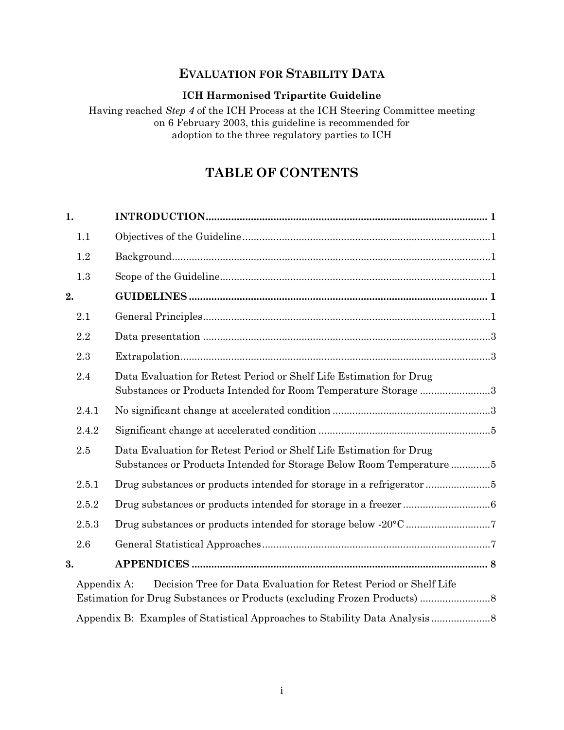# EVALUATION FOR STABILITY DATA

**ICH Harmonised Tripartite Guideline**

Having reached *Step 4* of the ICH Process at the ICH Steering Committee meeting on 6 February 2003, this guideline is recommended for adoption to the three regulatory parties to ICH

## TABLE OF CONTENTS

| | | |
|---|---|---|
| **1.** | **INTRODUCTION** | **1** |
| 1.1 | Objectives of the Guideline | 1 |
| 1.2 | Background | 1 |
| 1.3 | Scope of the Guideline | 1 |
| **2.** | **GUIDELINES** | **1** |
| 2.1 | General Principles | 1 |
| 2.2 | Data presentation | 3 |
| 2.3 | Extrapolation | 3 |
| 2.4 | Data Evaluation for Retest Period or Shelf Life Estimation for Drug Substances or Products Intended for Room Temperature Storage | 3 |
| 2.4.1 | No significant change at accelerated condition | 3 |
| 2.4.2 | Significant change at accelerated condition | 5 |
| 2.5 | Data Evaluation for Retest Period or Shelf Life Estimation for Drug Substances or Products Intended for Storage Below Room Temperature | 5 |
| 2.5.1 | Drug substances or products intended for storage in a refrigerator | 5 |
| 2.5.2 | Drug substances or products intended for storage in a freezer | 6 |
| 2.5.3 | Drug substances or products intended for storage below -20°C | 7 |
| 2.6 | General Statistical Approaches | 7 |
| **3.** | **APPENDICES** | **8** |
| Appendix A: | Decision Tree for Data Evaluation for Retest Period or Shelf Life Estimation for Drug Substances or Products (excluding Frozen Products) | 8 |
| Appendix B: | Examples of Statistical Approaches to Stability Data Analysis | 8 |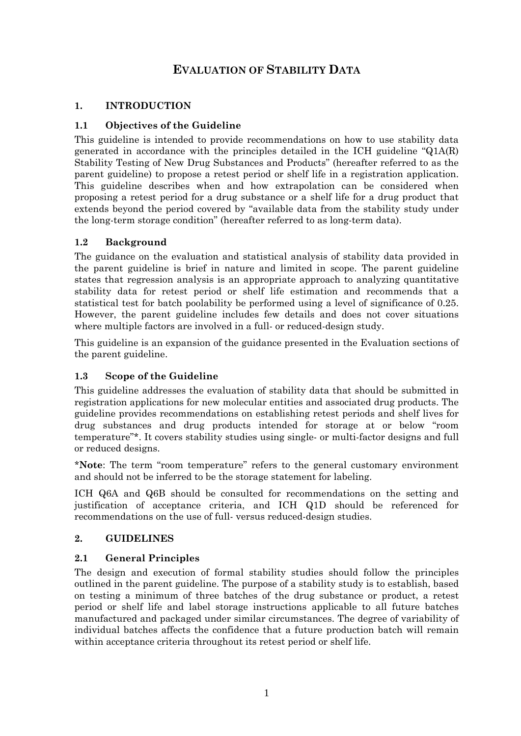# EVALUATION OF STABILITY DATA

## 1. INTRODUCTION

### 1.1 Objectives of the Guideline

This guideline is intended to provide recommendations on how to use stability data generated in accordance with the principles detailed in the ICH guideline "Q1A(R) Stability Testing of New Drug Substances and Products" (hereafter referred to as the parent guideline) to propose a retest period or shelf life in a registration application. This guideline describes when and how extrapolation can be considered when proposing a retest period for a drug substance or a shelf life for a drug product that extends beyond the period covered by "available data from the stability study under the long-term storage condition" (hereafter referred to as long-term data).

### 1.2 Background

The guidance on the evaluation and statistical analysis of stability data provided in the parent guideline is brief in nature and limited in scope. The parent guideline states that regression analysis is an appropriate approach to analyzing quantitative stability data for retest period or shelf life estimation and recommends that a statistical test for batch poolability be performed using a level of significance of 0.25. However, the parent guideline includes few details and does not cover situations where multiple factors are involved in a full- or reduced-design study.

This guideline is an expansion of the guidance presented in the Evaluation sections of the parent guideline.

### 1.3 Scope of the Guideline

This guideline addresses the evaluation of stability data that should be submitted in registration applications for new molecular entities and associated drug products. The guideline provides recommendations on establishing retest periods and shelf lives for drug substances and drug products intended for storage at or below "room temperature"*. It covers stability studies using single- or multi-factor designs and full or reduced designs.

***Note**: The term "room temperature" refers to the general customary environment and should not be inferred to be the storage statement for labeling.

ICH Q6A and Q6B should be consulted for recommendations on the setting and justification of acceptance criteria, and ICH Q1D should be referenced for recommendations on the use of full- versus reduced-design studies.

## 2. GUIDELINES

### 2.1 General Principles

The design and execution of formal stability studies should follow the principles outlined in the parent guideline. The purpose of a stability study is to establish, based on testing a minimum of three batches of the drug substance or product, a retest period or shelf life and label storage instructions applicable to all future batches manufactured and packaged under similar circumstances. The degree of variability of individual batches affects the confidence that a future production batch will remain within acceptance criteria throughout its retest period or shelf life.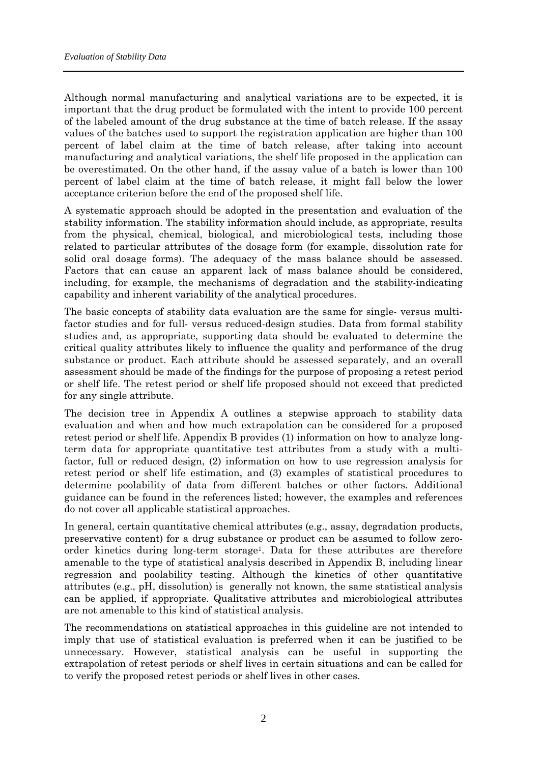Although normal manufacturing and analytical variations are to be expected, it is important that the drug product be formulated with the intent to provide 100 percent of the labeled amount of the drug substance at the time of batch release. If the assay values of the batches used to support the registration application are higher than 100 percent of label claim at the time of batch release, after taking into account manufacturing and analytical variations, the shelf life proposed in the application can be overestimated. On the other hand, if the assay value of a batch is lower than 100 percent of label claim at the time of batch release, it might fall below the lower acceptance criterion before the end of the proposed shelf life.

A systematic approach should be adopted in the presentation and evaluation of the stability information. The stability information should include, as appropriate, results from the physical, chemical, biological, and microbiological tests, including those related to particular attributes of the dosage form (for example, dissolution rate for solid oral dosage forms). The adequacy of the mass balance should be assessed. Factors that can cause an apparent lack of mass balance should be considered, including, for example, the mechanisms of degradation and the stability-indicating capability and inherent variability of the analytical procedures.

The basic concepts of stability data evaluation are the same for single- versus multi-factor studies and for full- versus reduced-design studies. Data from formal stability studies and, as appropriate, supporting data should be evaluated to determine the critical quality attributes likely to influence the quality and performance of the drug substance or product. Each attribute should be assessed separately, and an overall assessment should be made of the findings for the purpose of proposing a retest period or shelf life. The retest period or shelf life proposed should not exceed that predicted for any single attribute.

The decision tree in Appendix A outlines a stepwise approach to stability data evaluation and when and how much extrapolation can be considered for a proposed retest period or shelf life. Appendix B provides (1) information on how to analyze long-term data for appropriate quantitative test attributes from a study with a multi-factor, full or reduced design, (2) information on how to use regression analysis for retest period or shelf life estimation, and (3) examples of statistical procedures to determine poolability of data from different batches or other factors. Additional guidance can be found in the references listed; however, the examples and references do not cover all applicable statistical approaches.

In general, certain quantitative chemical attributes (e.g., assay, degradation products, preservative content) for a drug substance or product can be assumed to follow zero-order kinetics during long-term storage[1]. Data for these attributes are therefore amenable to the type of statistical analysis described in Appendix B, including linear regression and poolability testing. Although the kinetics of other quantitative attributes (e.g., pH, dissolution) is generally not known, the same statistical analysis can be applied, if appropriate. Qualitative attributes and microbiological attributes are not amenable to this kind of statistical analysis.

The recommendations on statistical approaches in this guideline are not intended to imply that use of statistical evaluation is preferred when it can be justified to be unnecessary. However, statistical analysis can be useful in supporting the extrapolation of retest periods or shelf lives in certain situations and can be called for to verify the proposed retest periods or shelf lives in other cases.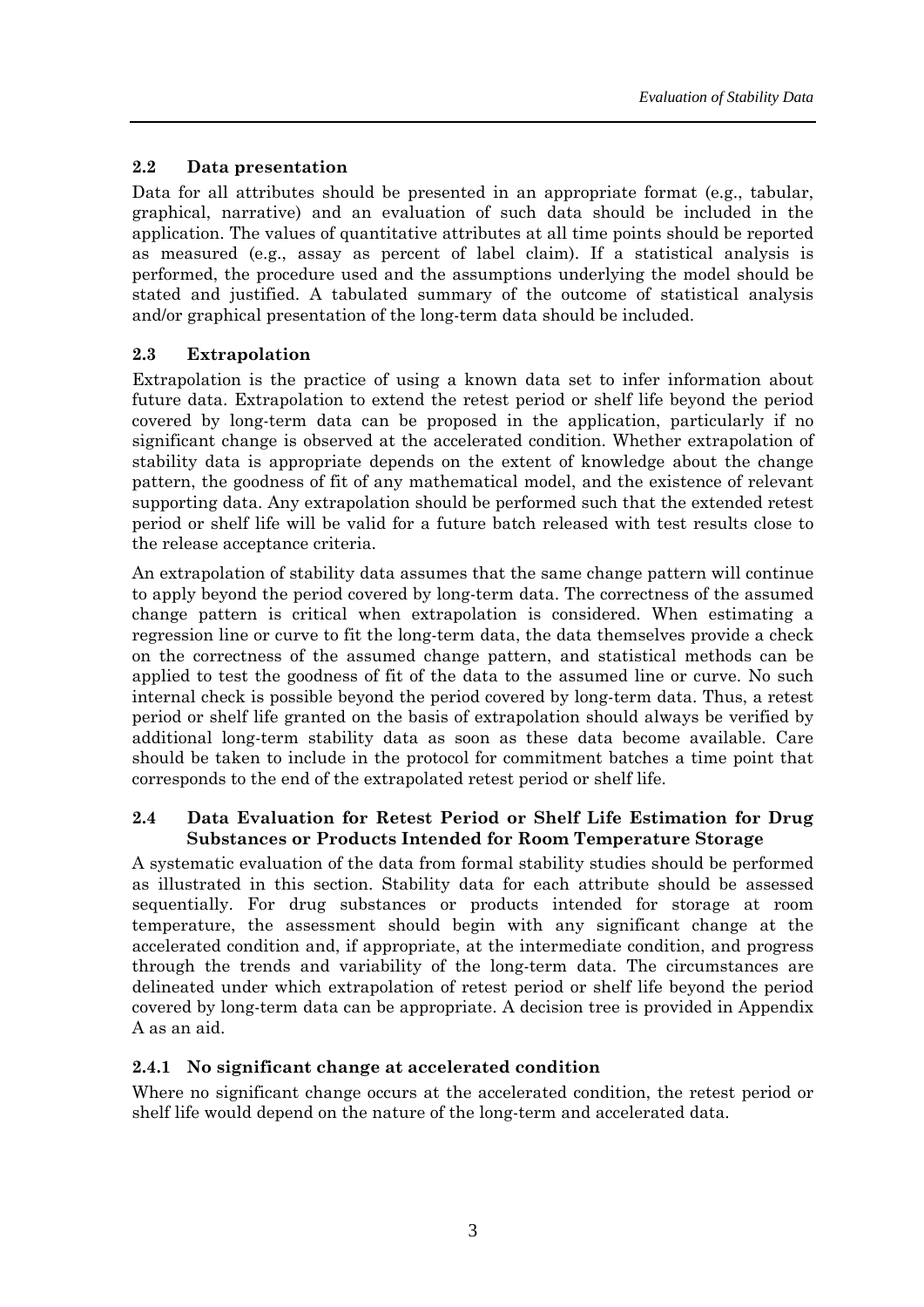## 2.2 Data presentation

Data for all attributes should be presented in an appropriate format (e.g., tabular, graphical, narrative) and an evaluation of such data should be included in the application. The values of quantitative attributes at all time points should be reported as measured (e.g., assay as percent of label claim). If a statistical analysis is performed, the procedure used and the assumptions underlying the model should be stated and justified. A tabulated summary of the outcome of statistical analysis and/or graphical presentation of the long-term data should be included.

## 2.3 Extrapolation

Extrapolation is the practice of using a known data set to infer information about future data. Extrapolation to extend the retest period or shelf life beyond the period covered by long-term data can be proposed in the application, particularly if no significant change is observed at the accelerated condition. Whether extrapolation of stability data is appropriate depends on the extent of knowledge about the change pattern, the goodness of fit of any mathematical model, and the existence of relevant supporting data. Any extrapolation should be performed such that the extended retest period or shelf life will be valid for a future batch released with test results close to the release acceptance criteria.

An extrapolation of stability data assumes that the same change pattern will continue to apply beyond the period covered by long-term data. The correctness of the assumed change pattern is critical when extrapolation is considered. When estimating a regression line or curve to fit the long-term data, the data themselves provide a check on the correctness of the assumed change pattern, and statistical methods can be applied to test the goodness of fit of the data to the assumed line or curve. No such internal check is possible beyond the period covered by long-term data. Thus, a retest period or shelf life granted on the basis of extrapolation should always be verified by additional long-term stability data as soon as these data become available. Care should be taken to include in the protocol for commitment batches a time point that corresponds to the end of the extrapolated retest period or shelf life.

## 2.4 Data Evaluation for Retest Period or Shelf Life Estimation for Drug Substances or Products Intended for Room Temperature Storage

A systematic evaluation of the data from formal stability studies should be performed as illustrated in this section. Stability data for each attribute should be assessed sequentially. For drug substances or products intended for storage at room temperature, the assessment should begin with any significant change at the accelerated condition and, if appropriate, at the intermediate condition, and progress through the trends and variability of the long-term data. The circumstances are delineated under which extrapolation of retest period or shelf life beyond the period covered by long-term data can be appropriate. A decision tree is provided in Appendix A as an aid.

### 2.4.1 No significant change at accelerated condition

Where no significant change occurs at the accelerated condition, the retest period or shelf life would depend on the nature of the long-term and accelerated data.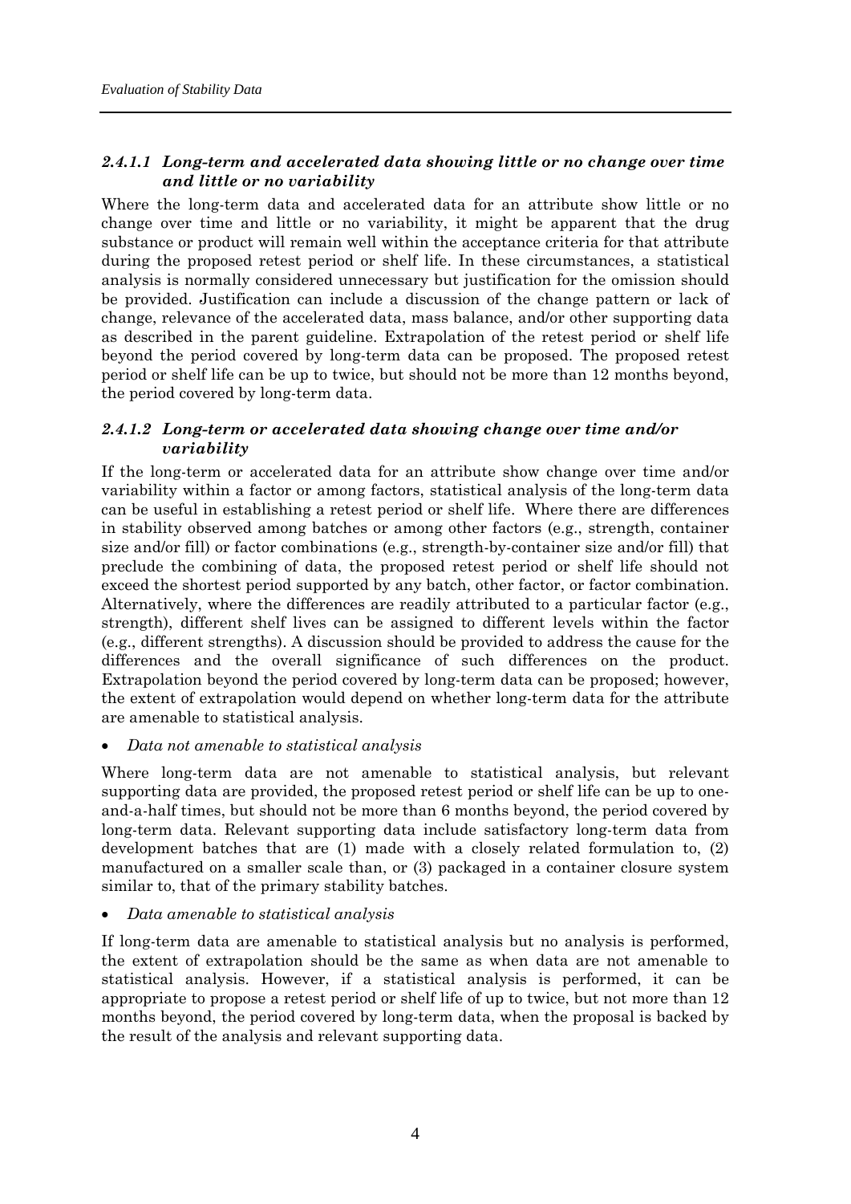#### *2.4.1.1 Long-term and accelerated data showing little or no change over time and little or no variability*

Where the long-term data and accelerated data for an attribute show little or no change over time and little or no variability, it might be apparent that the drug substance or product will remain well within the acceptance criteria for that attribute during the proposed retest period or shelf life. In these circumstances, a statistical analysis is normally considered unnecessary but justification for the omission should be provided. Justification can include a discussion of the change pattern or lack of change, relevance of the accelerated data, mass balance, and/or other supporting data as described in the parent guideline. Extrapolation of the retest period or shelf life beyond the period covered by long-term data can be proposed. The proposed retest period or shelf life can be up to twice, but should not be more than 12 months beyond, the period covered by long-term data.

#### *2.4.1.2 Long-term or accelerated data showing change over time and/or variability*

If the long-term or accelerated data for an attribute show change over time and/or variability within a factor or among factors, statistical analysis of the long-term data can be useful in establishing a retest period or shelf life. Where there are differences in stability observed among batches or among other factors (e.g., strength, container size and/or fill) or factor combinations (e.g., strength-by-container size and/or fill) that preclude the combining of data, the proposed retest period or shelf life should not exceed the shortest period supported by any batch, other factor, or factor combination. Alternatively, where the differences are readily attributed to a particular factor (e.g., strength), different shelf lives can be assigned to different levels within the factor (e.g., different strengths). A discussion should be provided to address the cause for the differences and the overall significance of such differences on the product. Extrapolation beyond the period covered by long-term data can be proposed; however, the extent of extrapolation would depend on whether long-term data for the attribute are amenable to statistical analysis.

- *Data not amenable to statistical analysis*

Where long-term data are not amenable to statistical analysis, but relevant supporting data are provided, the proposed retest period or shelf life can be up to one-and-a-half times, but should not be more than 6 months beyond, the period covered by long-term data. Relevant supporting data include satisfactory long-term data from development batches that are (1) made with a closely related formulation to, (2) manufactured on a smaller scale than, or (3) packaged in a container closure system similar to, that of the primary stability batches.

- *Data amenable to statistical analysis*

If long-term data are amenable to statistical analysis but no analysis is performed, the extent of extrapolation should be the same as when data are not amenable to statistical analysis. However, if a statistical analysis is performed, it can be appropriate to propose a retest period or shelf life of up to twice, but not more than 12 months beyond, the period covered by long-term data, when the proposal is backed by the result of the analysis and relevant supporting data.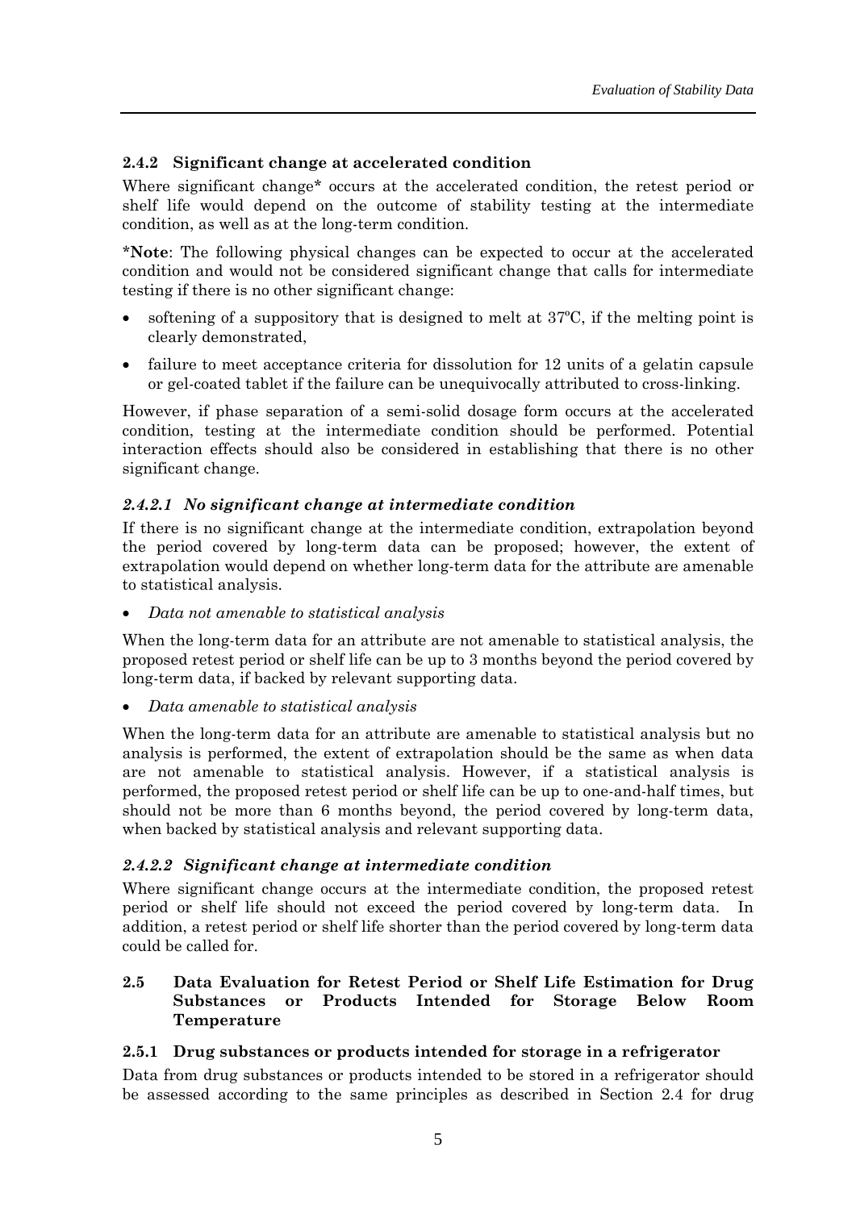### 2.4.2 Significant change at accelerated condition

Where significant change* occurs at the accelerated condition, the retest period or shelf life would depend on the outcome of stability testing at the intermediate condition, as well as at the long-term condition.

***Note**: The following physical changes can be expected to occur at the accelerated condition and would not be considered significant change that calls for intermediate testing if there is no other significant change:

- softening of a suppository that is designed to melt at 37ºC, if the melting point is clearly demonstrated,
- failure to meet acceptance criteria for dissolution for 12 units of a gelatin capsule or gel-coated tablet if the failure can be unequivocally attributed to cross-linking.

However, if phase separation of a semi-solid dosage form occurs at the accelerated condition, testing at the intermediate condition should be performed. Potential interaction effects should also be considered in establishing that there is no other significant change.

#### *2.4.2.1 No significant change at intermediate condition*

If there is no significant change at the intermediate condition, extrapolation beyond the period covered by long-term data can be proposed; however, the extent of extrapolation would depend on whether long-term data for the attribute are amenable to statistical analysis.

- *Data not amenable to statistical analysis*

When the long-term data for an attribute are not amenable to statistical analysis, the proposed retest period or shelf life can be up to 3 months beyond the period covered by long-term data, if backed by relevant supporting data.

- *Data amenable to statistical analysis*

When the long-term data for an attribute are amenable to statistical analysis but no analysis is performed, the extent of extrapolation should be the same as when data are not amenable to statistical analysis. However, if a statistical analysis is performed, the proposed retest period or shelf life can be up to one-and-half times, but should not be more than 6 months beyond, the period covered by long-term data, when backed by statistical analysis and relevant supporting data.

#### *2.4.2.2 Significant change at intermediate condition*

Where significant change occurs at the intermediate condition, the proposed retest period or shelf life should not exceed the period covered by long-term data. In addition, a retest period or shelf life shorter than the period covered by long-term data could be called for.

## 2.5 Data Evaluation for Retest Period or Shelf Life Estimation for Drug Substances or Products Intended for Storage Below Room Temperature

### 2.5.1 Drug substances or products intended for storage in a refrigerator

Data from drug substances or products intended to be stored in a refrigerator should be assessed according to the same principles as described in Section 2.4 for drug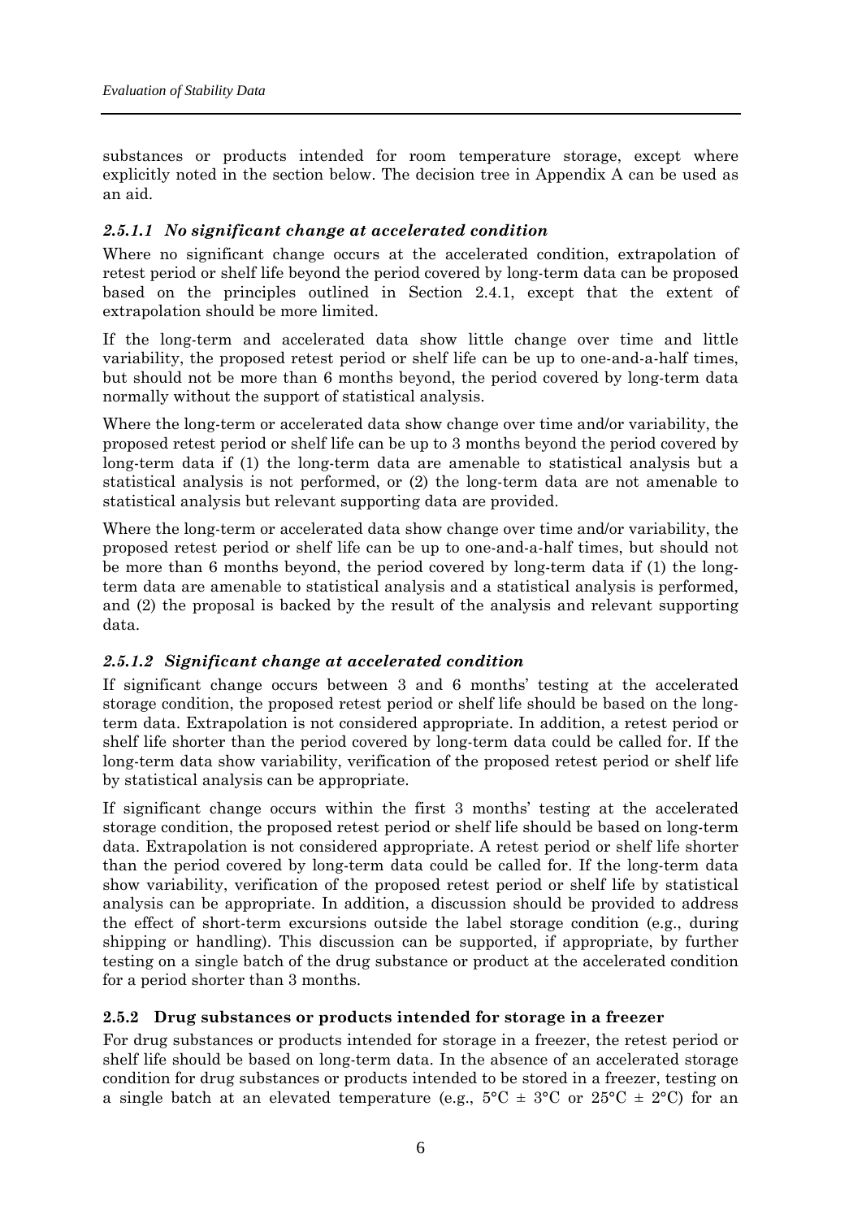substances or products intended for room temperature storage, except where explicitly noted in the section below. The decision tree in Appendix A can be used as an aid.

#### *2.5.1.1 No significant change at accelerated condition*

Where no significant change occurs at the accelerated condition, extrapolation of retest period or shelf life beyond the period covered by long-term data can be proposed based on the principles outlined in Section 2.4.1, except that the extent of extrapolation should be more limited.

If the long-term and accelerated data show little change over time and little variability, the proposed retest period or shelf life can be up to one-and-a-half times, but should not be more than 6 months beyond, the period covered by long-term data normally without the support of statistical analysis.

Where the long-term or accelerated data show change over time and/or variability, the proposed retest period or shelf life can be up to 3 months beyond the period covered by long-term data if (1) the long-term data are amenable to statistical analysis but a statistical analysis is not performed, or (2) the long-term data are not amenable to statistical analysis but relevant supporting data are provided.

Where the long-term or accelerated data show change over time and/or variability, the proposed retest period or shelf life can be up to one-and-a-half times, but should not be more than 6 months beyond, the period covered by long-term data if (1) the long-term data are amenable to statistical analysis and a statistical analysis is performed, and (2) the proposal is backed by the result of the analysis and relevant supporting data.

#### *2.5.1.2 Significant change at accelerated condition*

If significant change occurs between 3 and 6 months' testing at the accelerated storage condition, the proposed retest period or shelf life should be based on the long-term data. Extrapolation is not considered appropriate. In addition, a retest period or shelf life shorter than the period covered by long-term data could be called for. If the long-term data show variability, verification of the proposed retest period or shelf life by statistical analysis can be appropriate.

If significant change occurs within the first 3 months' testing at the accelerated storage condition, the proposed retest period or shelf life should be based on long-term data. Extrapolation is not considered appropriate. A retest period or shelf life shorter than the period covered by long-term data could be called for. If the long-term data show variability, verification of the proposed retest period or shelf life by statistical analysis can be appropriate. In addition, a discussion should be provided to address the effect of short-term excursions outside the label storage condition (e.g., during shipping or handling). This discussion can be supported, if appropriate, by further testing on a single batch of the drug substance or product at the accelerated condition for a period shorter than 3 months.

### **2.5.2 Drug substances or products intended for storage in a freezer**

For drug substances or products intended for storage in a freezer, the retest period or shelf life should be based on long-term data. In the absence of an accelerated storage condition for drug substances or products intended to be stored in a freezer, testing on a single batch at an elevated temperature (e.g., 5°C ± 3°C or 25°C ± 2°C) for an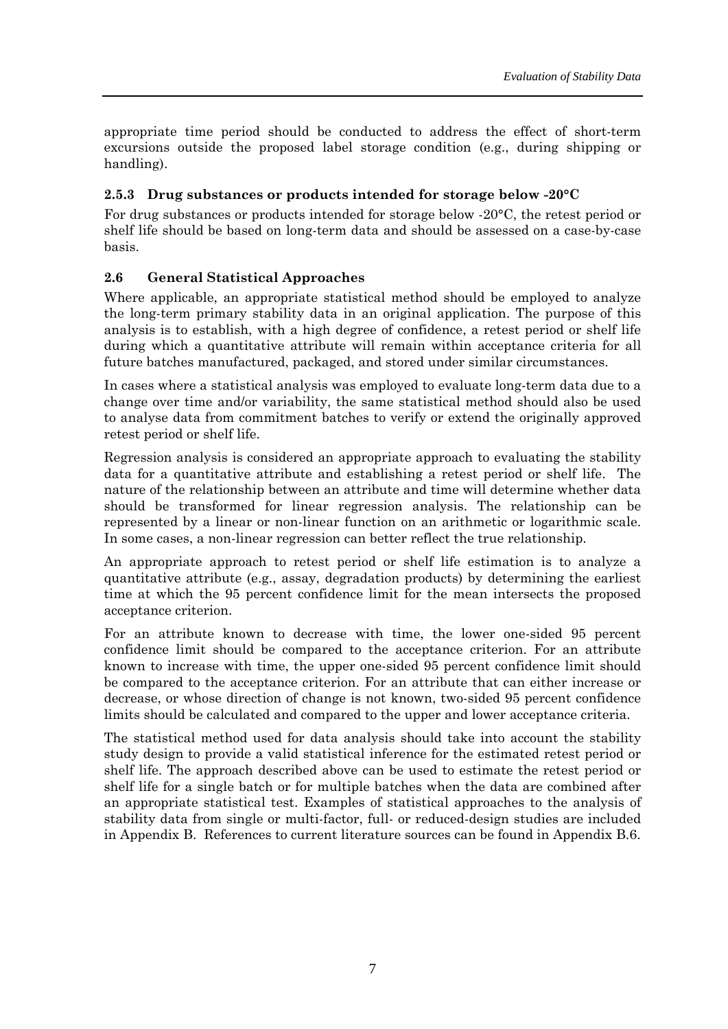appropriate time period should be conducted to address the effect of short-term excursions outside the proposed label storage condition (e.g., during shipping or handling).

### 2.5.3 Drug substances or products intended for storage below -20°C

For drug substances or products intended for storage below -20°C, the retest period or shelf life should be based on long-term data and should be assessed on a case-by-case basis.

## 2.6 General Statistical Approaches

Where applicable, an appropriate statistical method should be employed to analyze the long-term primary stability data in an original application. The purpose of this analysis is to establish, with a high degree of confidence, a retest period or shelf life during which a quantitative attribute will remain within acceptance criteria for all future batches manufactured, packaged, and stored under similar circumstances.

In cases where a statistical analysis was employed to evaluate long-term data due to a change over time and/or variability, the same statistical method should also be used to analyse data from commitment batches to verify or extend the originally approved retest period or shelf life.

Regression analysis is considered an appropriate approach to evaluating the stability data for a quantitative attribute and establishing a retest period or shelf life. The nature of the relationship between an attribute and time will determine whether data should be transformed for linear regression analysis. The relationship can be represented by a linear or non-linear function on an arithmetic or logarithmic scale. In some cases, a non-linear regression can better reflect the true relationship.

An appropriate approach to retest period or shelf life estimation is to analyze a quantitative attribute (e.g., assay, degradation products) by determining the earliest time at which the 95 percent confidence limit for the mean intersects the proposed acceptance criterion.

For an attribute known to decrease with time, the lower one-sided 95 percent confidence limit should be compared to the acceptance criterion. For an attribute known to increase with time, the upper one-sided 95 percent confidence limit should be compared to the acceptance criterion. For an attribute that can either increase or decrease, or whose direction of change is not known, two-sided 95 percent confidence limits should be calculated and compared to the upper and lower acceptance criteria.

The statistical method used for data analysis should take into account the stability study design to provide a valid statistical inference for the estimated retest period or shelf life. The approach described above can be used to estimate the retest period or shelf life for a single batch or for multiple batches when the data are combined after an appropriate statistical test. Examples of statistical approaches to the analysis of stability data from single or multi-factor, full- or reduced-design studies are included in Appendix B. References to current literature sources can be found in Appendix B.6.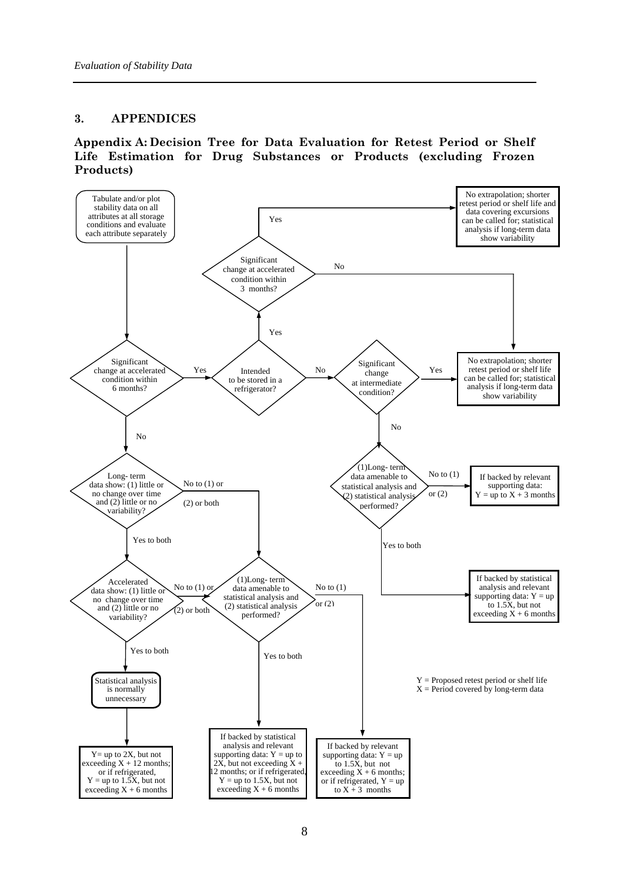## 3. APPENDICES

### Appendix A: Decision Tree for Data Evaluation for Retest Period or Shelf Life Estimation for Drug Substances or Products (excluding Frozen Products)

Tabulate and/or plot stability data on all attributes at all storage conditions and evaluate each attribute separately

Significant change at accelerated condition within 6 months?

- Yes → Intended to be stored in a refrigerator?
  - Yes → Significant change at accelerated condition within 3 months?
    - Yes → No extrapolation; shorter retest period or shelf life and data covering excursions can be called for; statistical analysis if long-term data show variability
    - No → No extrapolation; shorter retest period or shelf life can be called for; statistical analysis if long-term data show variability
  - No → Significant change at intermediate condition?
    - Yes → No extrapolation; shorter retest period or shelf life can be called for; statistical analysis if long-term data show variability
    - No → (1)Long- term data amenable to statistical analysis and (2) statistical analysis performed?
      - No to (1) or (2) → If backed by relevant supporting data: Y = up to X + 3 months
      - Yes to both → If backed by statistical analysis and relevant supporting data: Y = up to 1.5X, but not exceeding X + 6 months
- No → Long- term data show: (1) little or no change over time and (2) little or no variability?
  - No to (1) or (2) or both → (1)Long- term data amenable to statistical analysis and (2) statistical analysis performed?
    - No to (1) or (2) → If backed by relevant supporting data: Y = up to 1.5X, but not exceeding X + 6 months; or if refrigerated, Y = up to X + 3 months
    - Yes to both → If backed by statistical analysis and relevant supporting data: Y = up to 2X, but not exceeding X + 12 months; or if refrigerated, Y = up to 1.5X, but not exceeding X + 6 months
  - Yes to both → Accelerated data show: (1) little or no change over time and (2) little or no variability?
    - No to (1) or (2) or both → (1)Long- term data amenable to statistical analysis and (2) statistical analysis performed? (see above)
    - Yes to both → Statistical analysis is normally unnecessary → Y= up to 2X, but not exceeding X + 12 months; or if refrigerated, Y = up to 1.5X, but not exceeding X + 6 months

Y = Proposed retest period or shelf life
X = Period covered by long-term data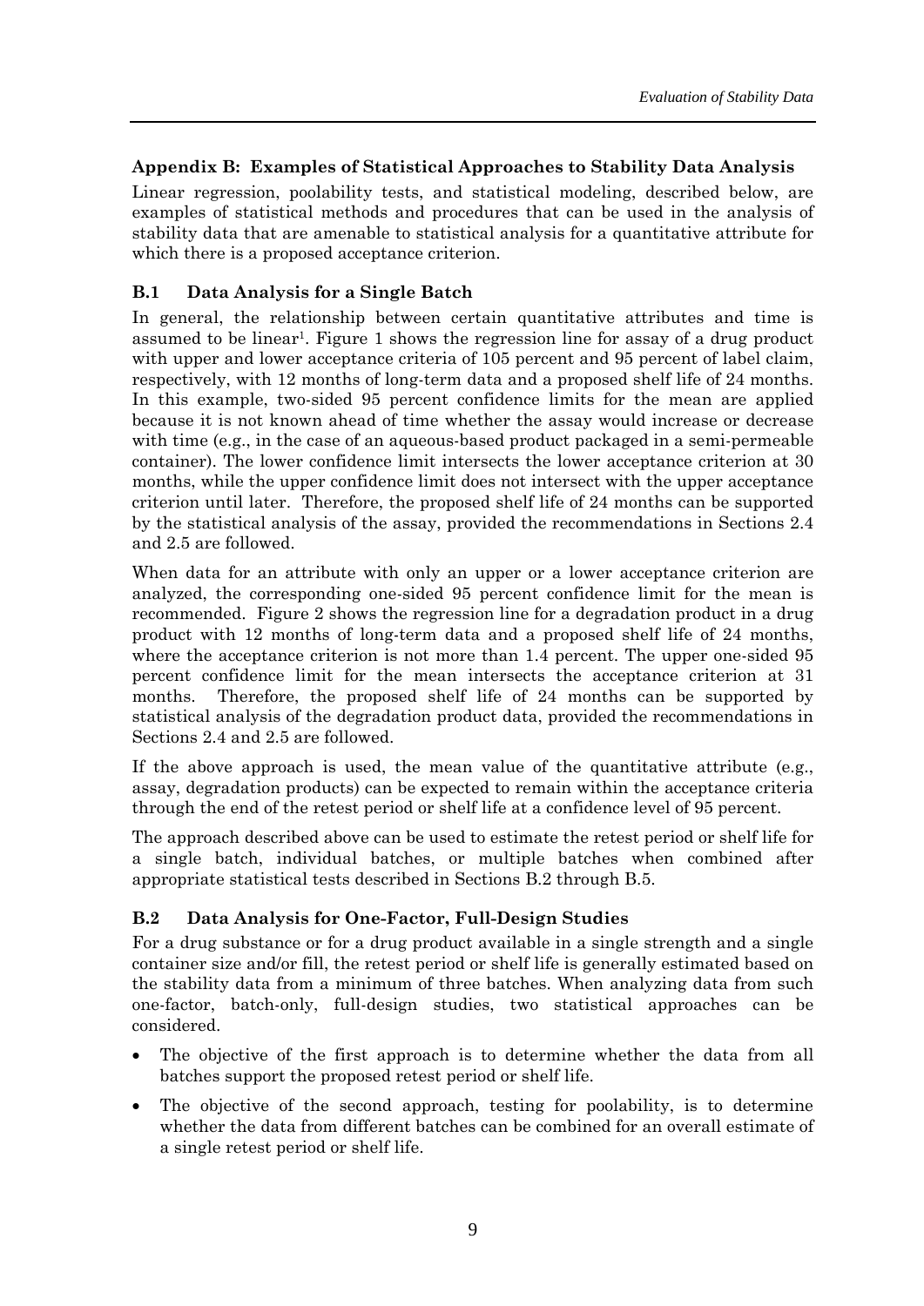## Appendix B: Examples of Statistical Approaches to Stability Data Analysis

Linear regression, poolability tests, and statistical modeling, described below, are examples of statistical methods and procedures that can be used in the analysis of stability data that are amenable to statistical analysis for a quantitative attribute for which there is a proposed acceptance criterion.

### B.1 Data Analysis for a Single Batch

In general, the relationship between certain quantitative attributes and time is assumed to be linear[1]. Figure 1 shows the regression line for assay of a drug product with upper and lower acceptance criteria of 105 percent and 95 percent of label claim, respectively, with 12 months of long-term data and a proposed shelf life of 24 months. In this example, two-sided 95 percent confidence limits for the mean are applied because it is not known ahead of time whether the assay would increase or decrease with time (e.g., in the case of an aqueous-based product packaged in a semi-permeable container). The lower confidence limit intersects the lower acceptance criterion at 30 months, while the upper confidence limit does not intersect with the upper acceptance criterion until later. Therefore, the proposed shelf life of 24 months can be supported by the statistical analysis of the assay, provided the recommendations in Sections 2.4 and 2.5 are followed.

When data for an attribute with only an upper or a lower acceptance criterion are analyzed, the corresponding one-sided 95 percent confidence limit for the mean is recommended. Figure 2 shows the regression line for a degradation product in a drug product with 12 months of long-term data and a proposed shelf life of 24 months, where the acceptance criterion is not more than 1.4 percent. The upper one-sided 95 percent confidence limit for the mean intersects the acceptance criterion at 31 months. Therefore, the proposed shelf life of 24 months can be supported by statistical analysis of the degradation product data, provided the recommendations in Sections 2.4 and 2.5 are followed.

If the above approach is used, the mean value of the quantitative attribute (e.g., assay, degradation products) can be expected to remain within the acceptance criteria through the end of the retest period or shelf life at a confidence level of 95 percent.

The approach described above can be used to estimate the retest period or shelf life for a single batch, individual batches, or multiple batches when combined after appropriate statistical tests described in Sections B.2 through B.5.

### B.2 Data Analysis for One-Factor, Full-Design Studies

For a drug substance or for a drug product available in a single strength and a single container size and/or fill, the retest period or shelf life is generally estimated based on the stability data from a minimum of three batches. When analyzing data from such one-factor, batch-only, full-design studies, two statistical approaches can be considered.

- The objective of the first approach is to determine whether the data from all batches support the proposed retest period or shelf life.
- The objective of the second approach, testing for poolability, is to determine whether the data from different batches can be combined for an overall estimate of a single retest period or shelf life.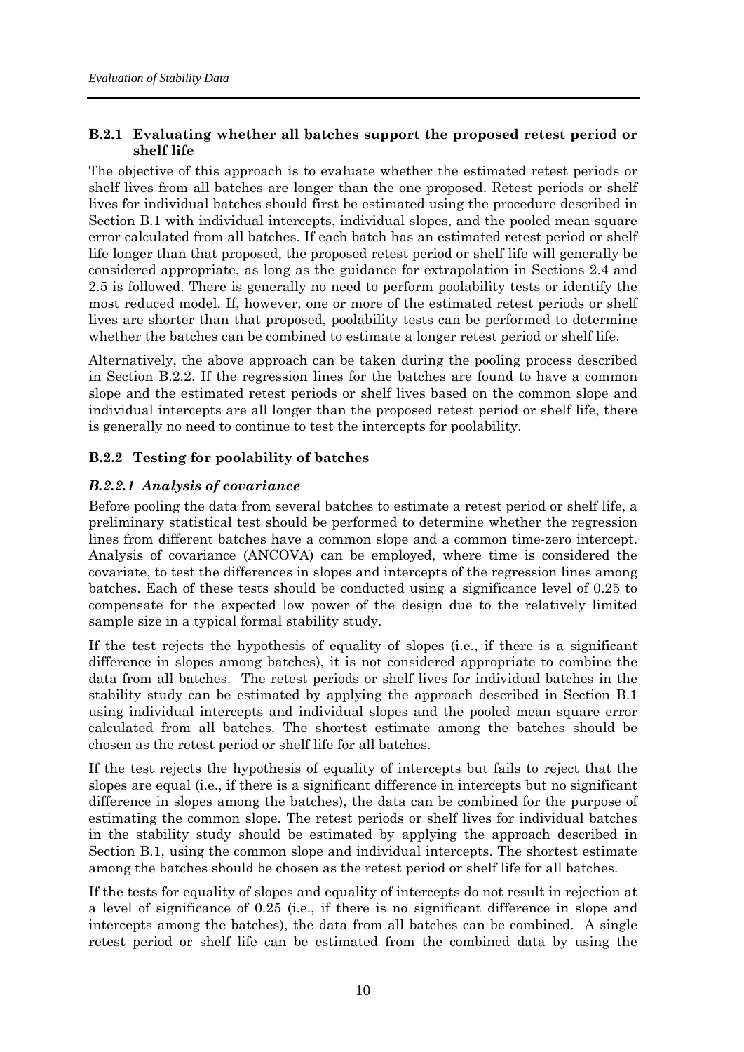### B.2.1 Evaluating whether all batches support the proposed retest period or shelf life

The objective of this approach is to evaluate whether the estimated retest periods or shelf lives from all batches are longer than the one proposed. Retest periods or shelf lives for individual batches should first be estimated using the procedure described in Section B.1 with individual intercepts, individual slopes, and the pooled mean square error calculated from all batches. If each batch has an estimated retest period or shelf life longer than that proposed, the proposed retest period or shelf life will generally be considered appropriate, as long as the guidance for extrapolation in Sections 2.4 and 2.5 is followed. There is generally no need to perform poolability tests or identify the most reduced model. If, however, one or more of the estimated retest periods or shelf lives are shorter than that proposed, poolability tests can be performed to determine whether the batches can be combined to estimate a longer retest period or shelf life.

Alternatively, the above approach can be taken during the pooling process described in Section B.2.2. If the regression lines for the batches are found to have a common slope and the estimated retest periods or shelf lives based on the common slope and individual intercepts are all longer than the proposed retest period or shelf life, there is generally no need to continue to test the intercepts for poolability.

### B.2.2 Testing for poolability of batches

#### *B.2.2.1 Analysis of covariance*

Before pooling the data from several batches to estimate a retest period or shelf life, a preliminary statistical test should be performed to determine whether the regression lines from different batches have a common slope and a common time-zero intercept. Analysis of covariance (ANCOVA) can be employed, where time is considered the covariate, to test the differences in slopes and intercepts of the regression lines among batches. Each of these tests should be conducted using a significance level of 0.25 to compensate for the expected low power of the design due to the relatively limited sample size in a typical formal stability study.

If the test rejects the hypothesis of equality of slopes (i.e., if there is a significant difference in slopes among batches), it is not considered appropriate to combine the data from all batches. The retest periods or shelf lives for individual batches in the stability study can be estimated by applying the approach described in Section B.1 using individual intercepts and individual slopes and the pooled mean square error calculated from all batches. The shortest estimate among the batches should be chosen as the retest period or shelf life for all batches.

If the test rejects the hypothesis of equality of intercepts but fails to reject that the slopes are equal (i.e., if there is a significant difference in intercepts but no significant difference in slopes among the batches), the data can be combined for the purpose of estimating the common slope. The retest periods or shelf lives for individual batches in the stability study should be estimated by applying the approach described in Section B.1, using the common slope and individual intercepts. The shortest estimate among the batches should be chosen as the retest period or shelf life for all batches.

If the tests for equality of slopes and equality of intercepts do not result in rejection at a level of significance of 0.25 (i.e., if there is no significant difference in slope and intercepts among the batches), the data from all batches can be combined. A single retest period or shelf life can be estimated from the combined data by using the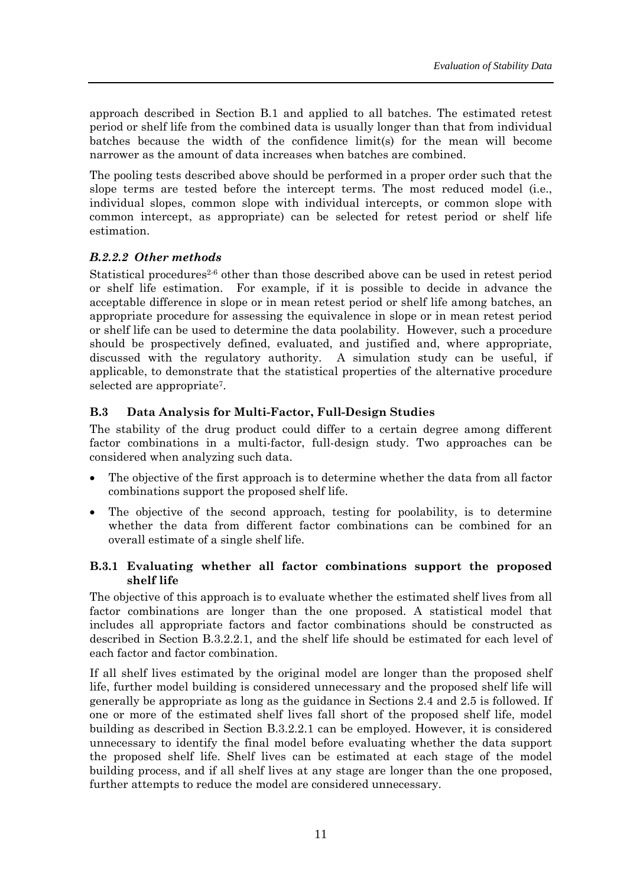approach described in Section B.1 and applied to all batches. The estimated retest period or shelf life from the combined data is usually longer than that from individual batches because the width of the confidence limit(s) for the mean will become narrower as the amount of data increases when batches are combined.

The pooling tests described above should be performed in a proper order such that the slope terms are tested before the intercept terms. The most reduced model (i.e., individual slopes, common slope with individual intercepts, or common slope with common intercept, as appropriate) can be selected for retest period or shelf life estimation.

#### *B.2.2.2 Other methods*

Statistical procedures[2-6] other than those described above can be used in retest period or shelf life estimation. For example, if it is possible to decide in advance the acceptable difference in slope or in mean retest period or shelf life among batches, an appropriate procedure for assessing the equivalence in slope or in mean retest period or shelf life can be used to determine the data poolability. However, such a procedure should be prospectively defined, evaluated, and justified and, where appropriate, discussed with the regulatory authority. A simulation study can be useful, if applicable, to demonstrate that the statistical properties of the alternative procedure selected are appropriate[7].

## B.3 Data Analysis for Multi-Factor, Full-Design Studies

The stability of the drug product could differ to a certain degree among different factor combinations in a multi-factor, full-design study. Two approaches can be considered when analyzing such data.

- The objective of the first approach is to determine whether the data from all factor combinations support the proposed shelf life.
- The objective of the second approach, testing for poolability, is to determine whether the data from different factor combinations can be combined for an overall estimate of a single shelf life.

### B.3.1 Evaluating whether all factor combinations support the proposed shelf life

The objective of this approach is to evaluate whether the estimated shelf lives from all factor combinations are longer than the one proposed. A statistical model that includes all appropriate factors and factor combinations should be constructed as described in Section B.3.2.2.1, and the shelf life should be estimated for each level of each factor and factor combination.

If all shelf lives estimated by the original model are longer than the proposed shelf life, further model building is considered unnecessary and the proposed shelf life will generally be appropriate as long as the guidance in Sections 2.4 and 2.5 is followed. If one or more of the estimated shelf lives fall short of the proposed shelf life, model building as described in Section B.3.2.2.1 can be employed. However, it is considered unnecessary to identify the final model before evaluating whether the data support the proposed shelf life. Shelf lives can be estimated at each stage of the model building process, and if all shelf lives at any stage are longer than the one proposed, further attempts to reduce the model are considered unnecessary.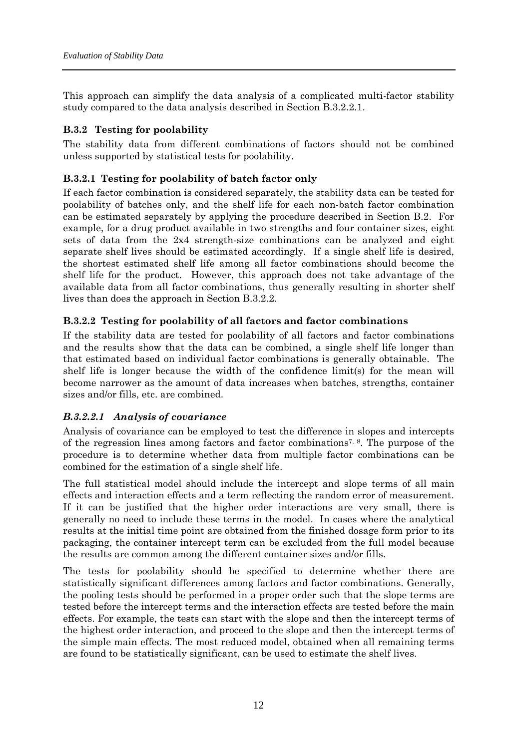This approach can simplify the data analysis of a complicated multi-factor stability study compared to the data analysis described in Section B.3.2.2.1.

### B.3.2 Testing for poolability

The stability data from different combinations of factors should not be combined unless supported by statistical tests for poolability.

#### B.3.2.1 Testing for poolability of batch factor only

If each factor combination is considered separately, the stability data can be tested for poolability of batches only, and the shelf life for each non-batch factor combination can be estimated separately by applying the procedure described in Section B.2. For example, for a drug product available in two strengths and four container sizes, eight sets of data from the 2x4 strength-size combinations can be analyzed and eight separate shelf lives should be estimated accordingly. If a single shelf life is desired, the shortest estimated shelf life among all factor combinations should become the shelf life for the product. However, this approach does not take advantage of the available data from all factor combinations, thus generally resulting in shorter shelf lives than does the approach in Section B.3.2.2.

#### B.3.2.2 Testing for poolability of all factors and factor combinations

If the stability data are tested for poolability of all factors and factor combinations and the results show that the data can be combined, a single shelf life longer than that estimated based on individual factor combinations is generally obtainable. The shelf life is longer because the width of the confidence limit(s) for the mean will become narrower as the amount of data increases when batches, strengths, container sizes and/or fills, etc. are combined.

##### *B.3.2.2.1 Analysis of covariance*

Analysis of covariance can be employed to test the difference in slopes and intercepts of the regression lines among factors and factor combinations[7, 8]. The purpose of the procedure is to determine whether data from multiple factor combinations can be combined for the estimation of a single shelf life.

The full statistical model should include the intercept and slope terms of all main effects and interaction effects and a term reflecting the random error of measurement. If it can be justified that the higher order interactions are very small, there is generally no need to include these terms in the model. In cases where the analytical results at the initial time point are obtained from the finished dosage form prior to its packaging, the container intercept term can be excluded from the full model because the results are common among the different container sizes and/or fills.

The tests for poolability should be specified to determine whether there are statistically significant differences among factors and factor combinations. Generally, the pooling tests should be performed in a proper order such that the slope terms are tested before the intercept terms and the interaction effects are tested before the main effects. For example, the tests can start with the slope and then the intercept terms of the highest order interaction, and proceed to the slope and then the intercept terms of the simple main effects. The most reduced model, obtained when all remaining terms are found to be statistically significant, can be used to estimate the shelf lives.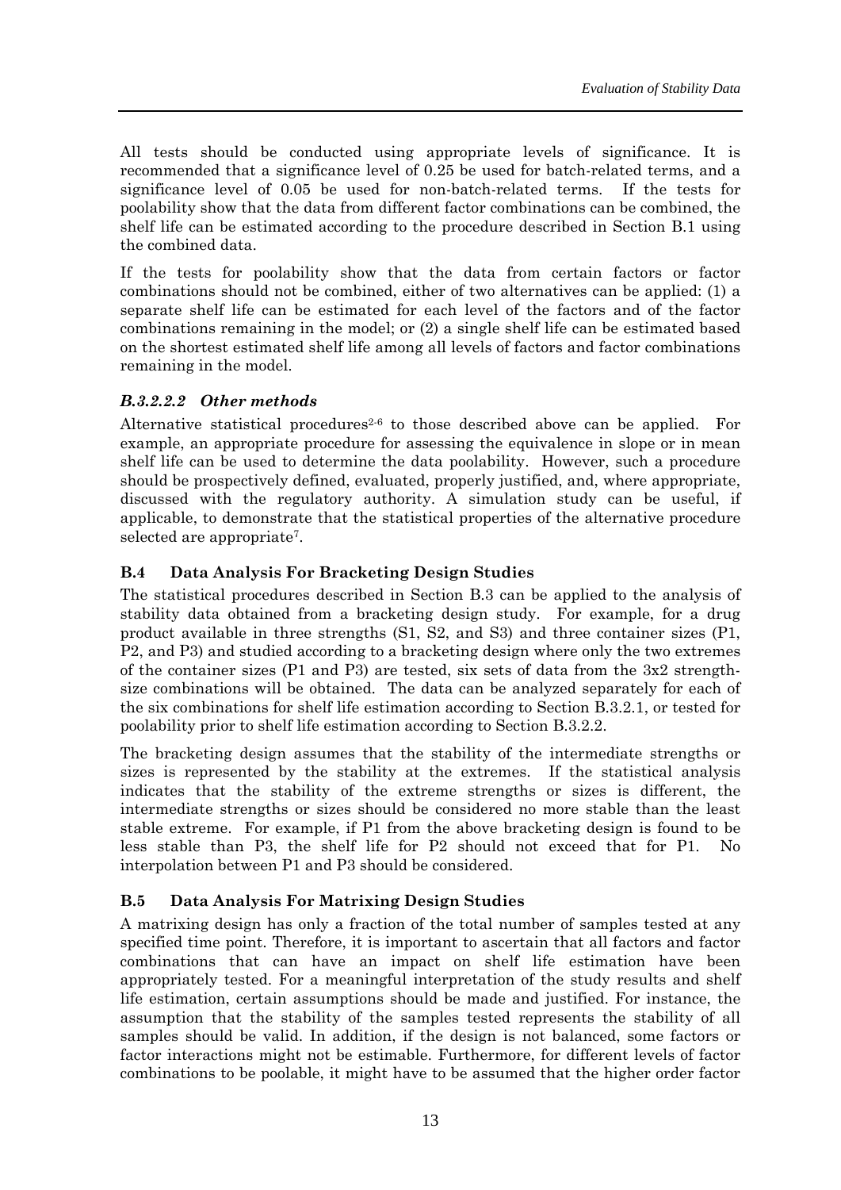All tests should be conducted using appropriate levels of significance. It is recommended that a significance level of 0.25 be used for batch-related terms, and a significance level of 0.05 be used for non-batch-related terms. If the tests for poolability show that the data from different factor combinations can be combined, the shelf life can be estimated according to the procedure described in Section B.1 using the combined data.

If the tests for poolability show that the data from certain factors or factor combinations should not be combined, either of two alternatives can be applied: (1) a separate shelf life can be estimated for each level of the factors and of the factor combinations remaining in the model; or (2) a single shelf life can be estimated based on the shortest estimated shelf life among all levels of factors and factor combinations remaining in the model.

#### *B.3.2.2.2 Other methods*

Alternative statistical procedures[2-6] to those described above can be applied. For example, an appropriate procedure for assessing the equivalence in slope or in mean shelf life can be used to determine the data poolability. However, such a procedure should be prospectively defined, evaluated, properly justified, and, where appropriate, discussed with the regulatory authority. A simulation study can be useful, if applicable, to demonstrate that the statistical properties of the alternative procedure selected are appropriate[7].

### B.4 Data Analysis For Bracketing Design Studies

The statistical procedures described in Section B.3 can be applied to the analysis of stability data obtained from a bracketing design study. For example, for a drug product available in three strengths (S1, S2, and S3) and three container sizes (P1, P2, and P3) and studied according to a bracketing design where only the two extremes of the container sizes (P1 and P3) are tested, six sets of data from the 3x2 strength-size combinations will be obtained. The data can be analyzed separately for each of the six combinations for shelf life estimation according to Section B.3.2.1, or tested for poolability prior to shelf life estimation according to Section B.3.2.2.

The bracketing design assumes that the stability of the intermediate strengths or sizes is represented by the stability at the extremes. If the statistical analysis indicates that the stability of the extreme strengths or sizes is different, the intermediate strengths or sizes should be considered no more stable than the least stable extreme. For example, if P1 from the above bracketing design is found to be less stable than P3, the shelf life for P2 should not exceed that for P1. No interpolation between P1 and P3 should be considered.

### B.5 Data Analysis For Matrixing Design Studies

A matrixing design has only a fraction of the total number of samples tested at any specified time point. Therefore, it is important to ascertain that all factors and factor combinations that can have an impact on shelf life estimation have been appropriately tested. For a meaningful interpretation of the study results and shelf life estimation, certain assumptions should be made and justified. For instance, the assumption that the stability of the samples tested represents the stability of all samples should be valid. In addition, if the design is not balanced, some factors or factor interactions might not be estimable. Furthermore, for different levels of factor combinations to be poolable, it might have to be assumed that the higher order factor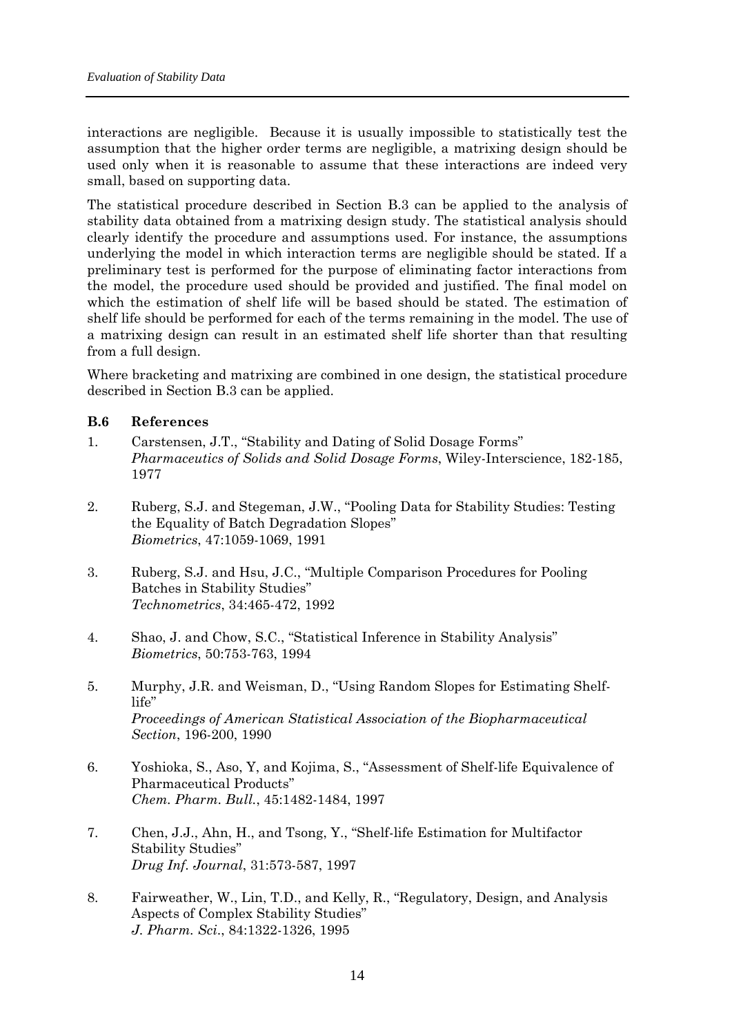interactions are negligible. Because it is usually impossible to statistically test the assumption that the higher order terms are negligible, a matrixing design should be used only when it is reasonable to assume that these interactions are indeed very small, based on supporting data.

The statistical procedure described in Section B.3 can be applied to the analysis of stability data obtained from a matrixing design study. The statistical analysis should clearly identify the procedure and assumptions used. For instance, the assumptions underlying the model in which interaction terms are negligible should be stated. If a preliminary test is performed for the purpose of eliminating factor interactions from the model, the procedure used should be provided and justified. The final model on which the estimation of shelf life will be based should be stated. The estimation of shelf life should be performed for each of the terms remaining in the model. The use of a matrixing design can result in an estimated shelf life shorter than that resulting from a full design.

Where bracketing and matrixing are combined in one design, the statistical procedure described in Section B.3 can be applied.

### B.6 References

1. Carstensen, J.T., "Stability and Dating of Solid Dosage Forms" *Pharmaceutics of Solids and Solid Dosage Forms*, Wiley-Interscience, 182-185, 1977

2. Ruberg, S.J. and Stegeman, J.W., "Pooling Data for Stability Studies: Testing the Equality of Batch Degradation Slopes" *Biometrics*, 47:1059-1069, 1991

3. Ruberg, S.J. and Hsu, J.C., "Multiple Comparison Procedures for Pooling Batches in Stability Studies" *Technometrics*, 34:465-472, 1992

4. Shao, J. and Chow, S.C., "Statistical Inference in Stability Analysis" *Biometrics*, 50:753-763, 1994

5. Murphy, J.R. and Weisman, D., "Using Random Slopes for Estimating Shelf-life" *Proceedings of American Statistical Association of the Biopharmaceutical Section*, 196-200, 1990

6. Yoshioka, S., Aso, Y, and Kojima, S., "Assessment of Shelf-life Equivalence of Pharmaceutical Products" *Chem. Pharm. Bull.*, 45:1482-1484, 1997

7. Chen, J.J., Ahn, H., and Tsong, Y., "Shelf-life Estimation for Multifactor Stability Studies" *Drug Inf. Journal*, 31:573-587, 1997

8. Fairweather, W., Lin, T.D., and Kelly, R., "Regulatory, Design, and Analysis Aspects of Complex Stability Studies" *J. Pharm. Sci.*, 84:1322-1326, 1995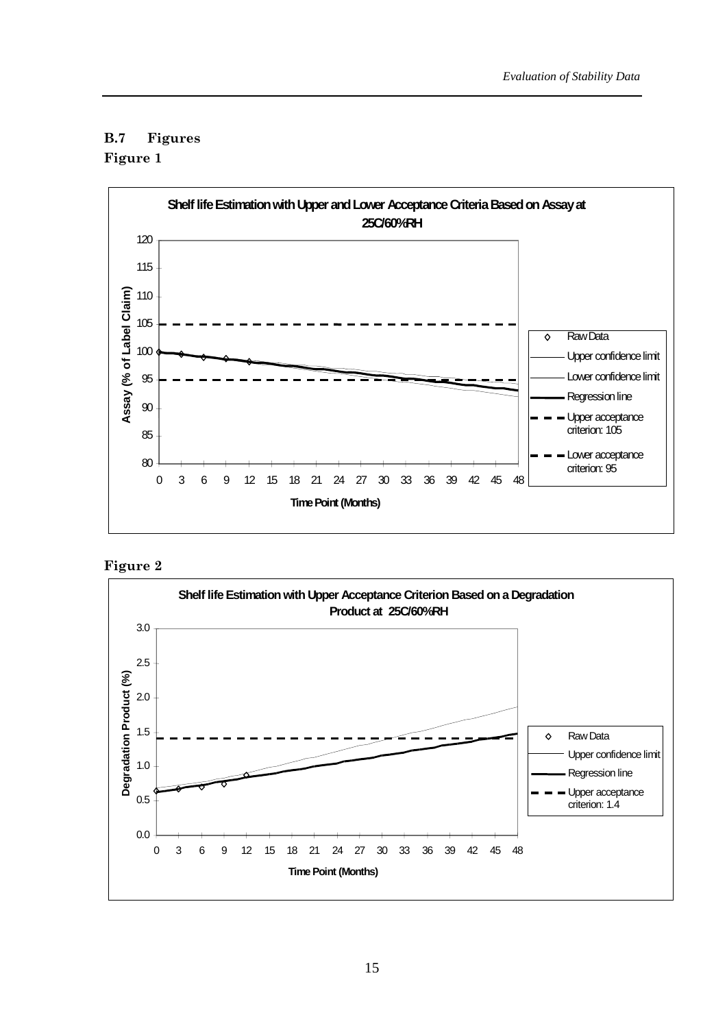## B.7 Figures

### Figure 1

Shelf life Estimation with Upper and Lower Acceptance Criteria Based on Assay at 25C/60%RH

Assay (% of Label Claim)

120
115
110
105
100
95
90
85
80

0 3 6 9 12 15 18 21 24 27 30 33 36 39 42 45 48

Time Point (Months)

Raw Data
Upper confidence limit
Lower confidence limit
Regression line
Upper acceptance criterion: 105
Lower acceptance criterion: 95

### Figure 2

Shelf life Estimation with Upper Acceptance Criterion Based on a Degradation Product at 25C/60%RH

Degradation Product (%)

3.0
2.5
2.0
1.5
1.0
0.5
0.0

0 3 6 9 12 15 18 21 24 27 30 33 36 39 42 45 48

Time Point (Months)

Raw Data
Upper confidence limit
Regression line
Upper acceptance criterion: 1.4